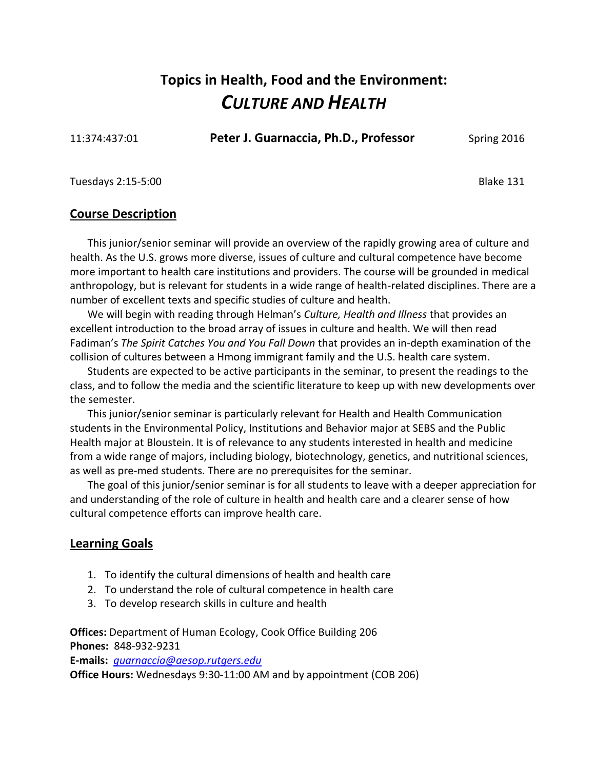# Topics in Health, Food and the Environment: *CULTURE AND HEALTH*

11:374:437:01 **Peter J. Guarnaccia, Ph.D., Professor** Spring 2016

Tuesdays 2:15-5:00 Blake 131

## Course Description

This junior/senior seminar will provide an overview of the rapidly growing area of culture and health. As the U.S. grows more diverse, issues of culture and cultural competence have become more important to health care institutions and providers. The course will be grounded in medical anthropology, but is relevant for students in a wide range of health-related disciplines. There are a number of excellent texts and specific studies of culture and health.

We will begin with reading through Helman's *Culture, Health and Illness* that provides an excellent introduction to the broad array of issues in culture and health. We will then read Fadiman's *The Spirit Catches You and You Fall Down* that provides an in-depth examination of the collision of cultures between a Hmong immigrant family and the U.S. health care system.

Students are expected to be active participants in the seminar, to present the readings to the class, and to follow the media and the scientific literature to keep up with new developments over the semester.

This junior/senior seminar is particularly relevant for Health and Health Communication students in the Environmental Policy, Institutions and Behavior major at SEBS and the Public Health major at Bloustein. It is of relevance to any students interested in health and medicine from a wide range of majors, including biology, biotechnology, genetics, and nutritional sciences, as well as pre-med students. There are no prerequisites for the seminar.

The goal of this junior/senior seminar is for all students to leave with a deeper appreciation for and understanding of the role of culture in health and health care and a clearer sense of how cultural competence efforts can improve health care.

## Learning Goals

1. To identify the cultural dimensions of health and health care
2. To understand the role of cultural competence in health care
3. To develop research skills in culture and health

**Offices:** Department of Human Ecology, Cook Office Building 206
**Phones:** 848-932-9231
**E-mails:** *guarnaccia@aesop.rutgers.edu*
**Office Hours:** Wednesdays 9:30-11:00 AM and by appointment (COB 206)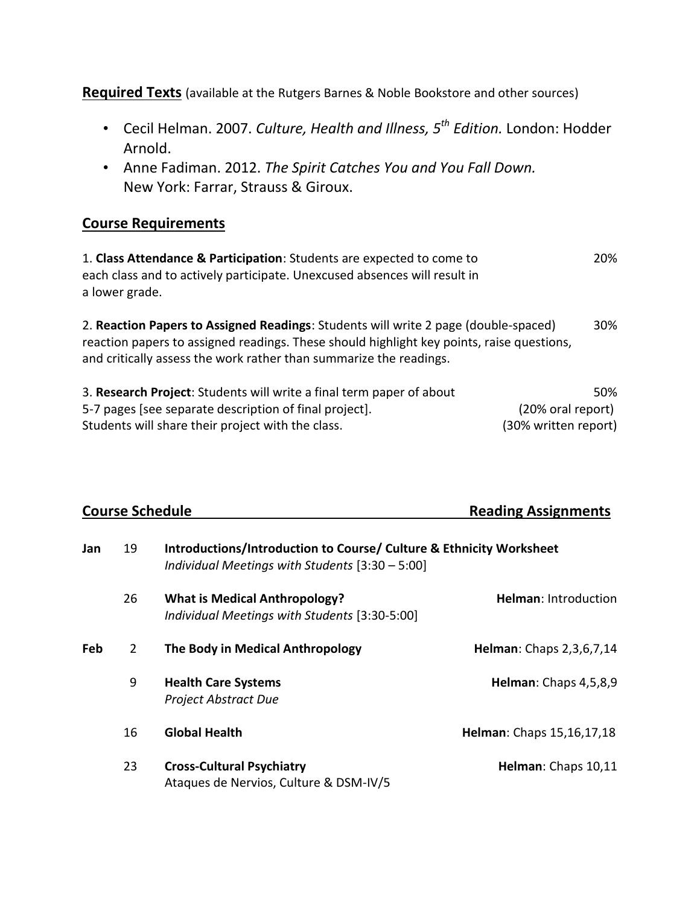**Required Texts** (available at the Rutgers Barnes & Noble Bookstore and other sources)

- Cecil Helman. 2007. *Culture, Health and Illness, 5th Edition.* London: Hodder Arnold.
- Anne Fadiman. 2012. *The Spirit Catches You and You Fall Down.* New York: Farrar, Strauss & Giroux.

## Course Requirements

| Requirement | Weight |
| --- | --- |
| 1. **Class Attendance & Participation**: Students are expected to come to each class and to actively participate. Unexcused absences will result in a lower grade. | 20% |
| 2. **Reaction Papers to Assigned Readings**: Students will write 2 page (double-spaced) reaction papers to assigned readings. These should highlight key points, raise questions, and critically assess the work rather than summarize the readings. | 30% |
| 3. **Research Project**: Students will write a final term paper of about 5-7 pages [see separate description of final project]. Students will share their project with the class. | 50% (20% oral report) (30% written report) |

## Course Schedule

| Month | Day | Course Schedule | Reading Assignments |
| --- | --- | --- | --- |
| **Jan** | 19 | **Introductions/Introduction to Course/ Culture & Ethnicity Worksheet** *Individual Meetings with Students* [3:30 – 5:00] | |
| | 26 | **What is Medical Anthropology?** *Individual Meetings with Students* [3:30-5:00] | **Helman**: Introduction |
| **Feb** | 2 | **The Body in Medical Anthropology** | **Helman**: Chaps 2,3,6,7,14 |
| | 9 | **Health Care Systems** *Project Abstract Due* | **Helman**: Chaps 4,5,8,9 |
| | 16 | **Global Health** | **Helman**: Chaps 15,16,17,18 |
| | 23 | **Cross-Cultural Psychiatry** Ataques de Nervios, Culture & DSM-IV/5 | **Helman**: Chaps 10,11 |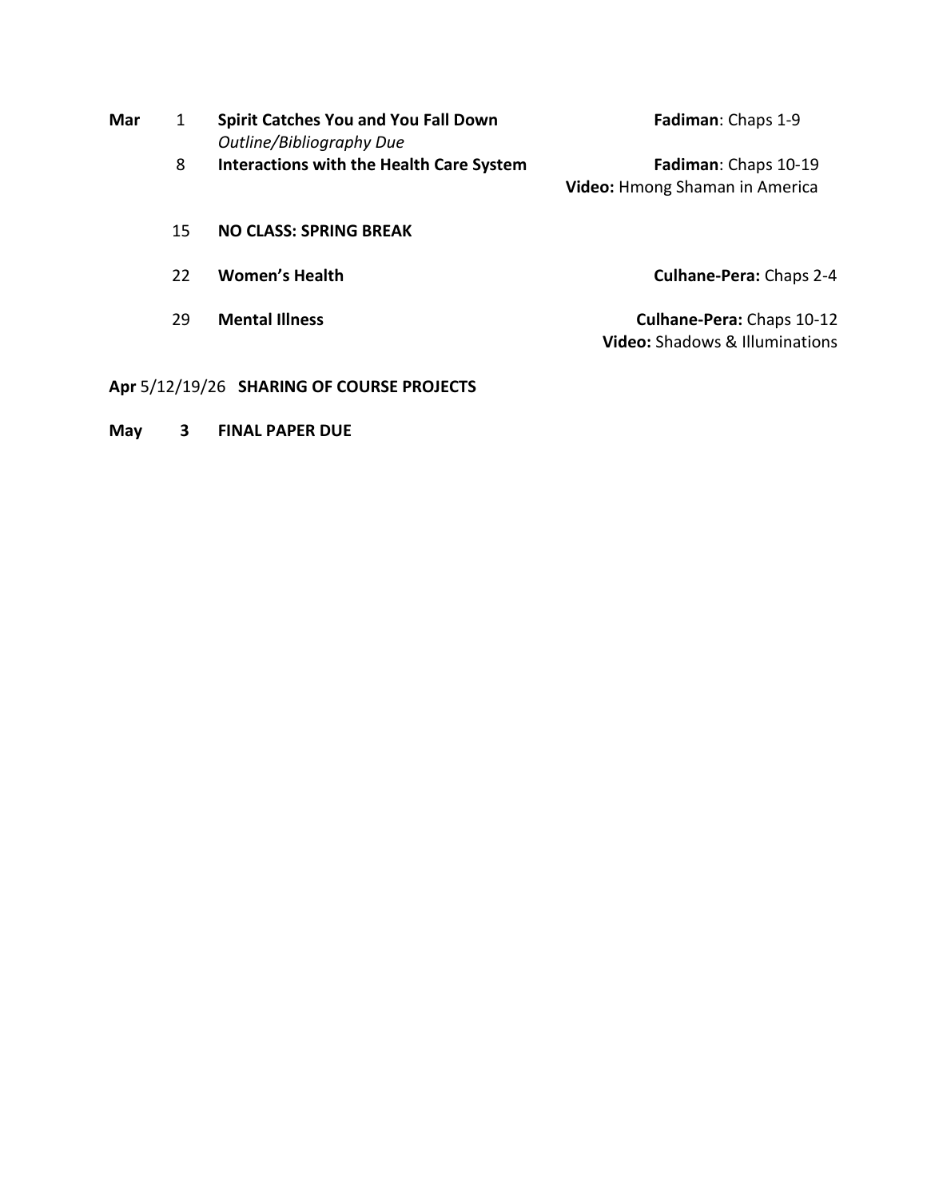| Month | Date | Topic | Reading |
| --- | --- | --- | --- |
| **Mar** | 1 | **Spirit Catches You and You Fall Down**<br>*Outline/Bibliography Due* | **Fadiman**: Chaps 1-9 |
| | 8 | **Interactions with the Health Care System** | **Fadiman**: Chaps 10-19<br>**Video:** Hmong Shaman in America |
| | 15 | **NO CLASS: SPRING BREAK** | |
| | 22 | **Women's Health** | **Culhane-Pera:** Chaps 2-4 |
| | 29 | **Mental Illness** | **Culhane-Pera:** Chaps 10-12<br>**Video:** Shadows & Illuminations |
| **Apr** | 5/12/19/26 | **SHARING OF COURSE PROJECTS** | |
| **May** | **3** | **FINAL PAPER DUE** | |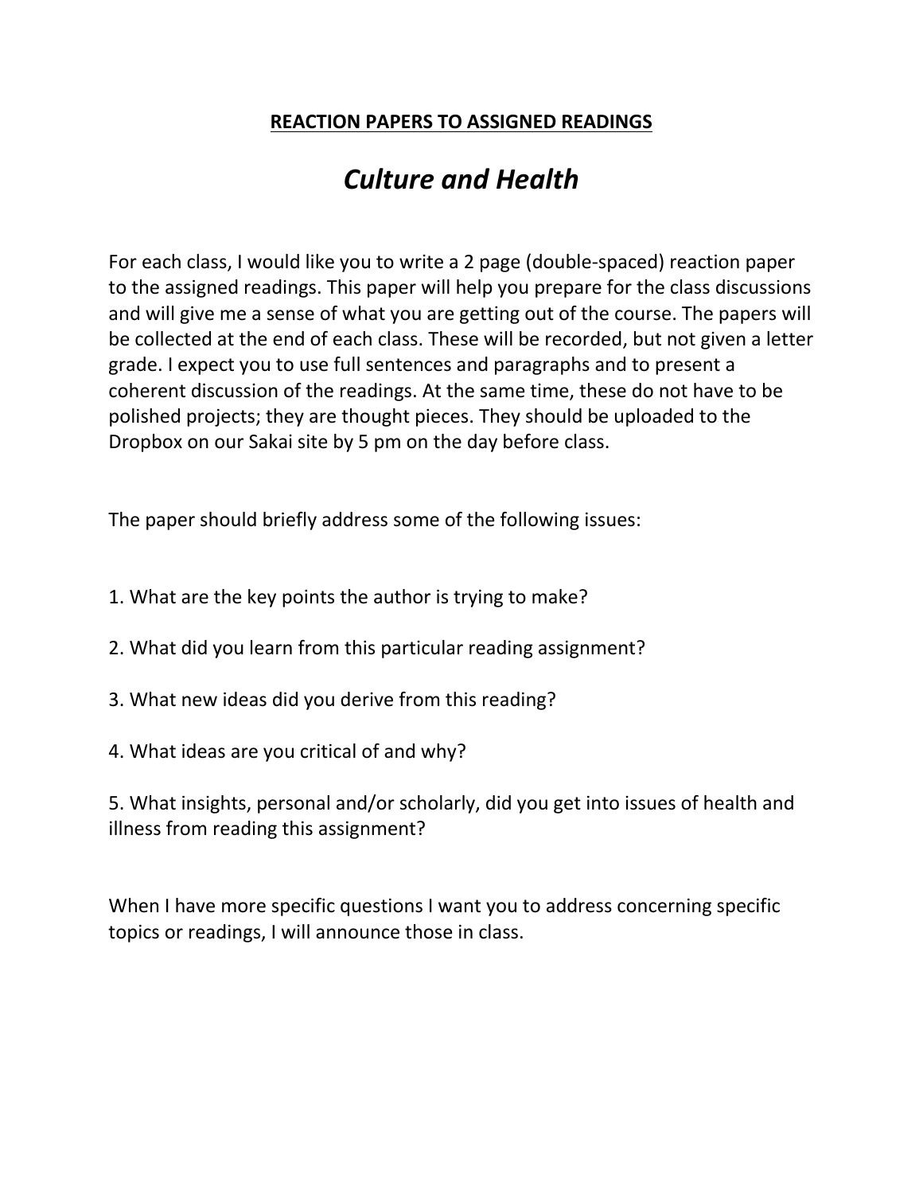## REACTION PAPERS TO ASSIGNED READINGS

# *Culture and Health*

For each class, I would like you to write a 2 page (double-spaced) reaction paper to the assigned readings. This paper will help you prepare for the class discussions and will give me a sense of what you are getting out of the course. The papers will be collected at the end of each class. These will be recorded, but not given a letter grade. I expect you to use full sentences and paragraphs and to present a coherent discussion of the readings. At the same time, these do not have to be polished projects; they are thought pieces. They should be uploaded to the Dropbox on our Sakai site by 5 pm on the day before class.

The paper should briefly address some of the following issues:

1. What are the key points the author is trying to make?

2. What did you learn from this particular reading assignment?

3. What new ideas did you derive from this reading?

4. What ideas are you critical of and why?

5. What insights, personal and/or scholarly, did you get into issues of health and illness from reading this assignment?

When I have more specific questions I want you to address concerning specific topics or readings, I will announce those in class.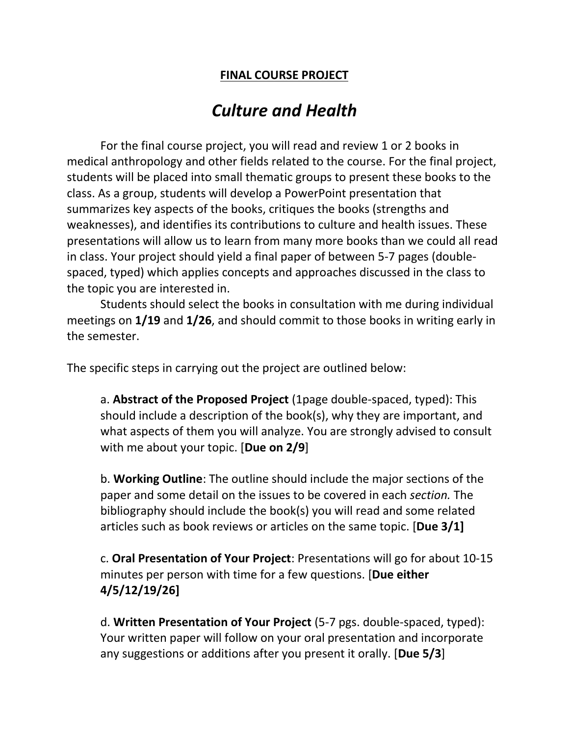**FINAL COURSE PROJECT**

# *Culture and Health*

For the final course project, you will read and review 1 or 2 books in medical anthropology and other fields related to the course. For the final project, students will be placed into small thematic groups to present these books to the class. As a group, students will develop a PowerPoint presentation that summarizes key aspects of the books, critiques the books (strengths and weaknesses), and identifies its contributions to culture and health issues. These presentations will allow us to learn from many more books than we could all read in class. Your project should yield a final paper of between 5-7 pages (double-spaced, typed) which applies concepts and approaches discussed in the class to the topic you are interested in.

Students should select the books in consultation with me during individual meetings on **1/19** and **1/26**, and should commit to those books in writing early in the semester.

The specific steps in carrying out the project are outlined below:

a. **Abstract of the Proposed Project** (1page double-spaced, typed): This should include a description of the book(s), why they are important, and what aspects of them you will analyze. You are strongly advised to consult with me about your topic. [**Due on 2/9**]

b. **Working Outline**: The outline should include the major sections of the paper and some detail on the issues to be covered in each *section.* The bibliography should include the book(s) you will read and some related articles such as book reviews or articles on the same topic. [**Due 3/1]**

c. **Oral Presentation of Your Project**: Presentations will go for about 10-15 minutes per person with time for a few questions. [**Due either 4/5/12/19/26]**

d. **Written Presentation of Your Project** (5-7 pgs. double-spaced, typed): Your written paper will follow on your oral presentation and incorporate any suggestions or additions after you present it orally. [**Due 5/3**]